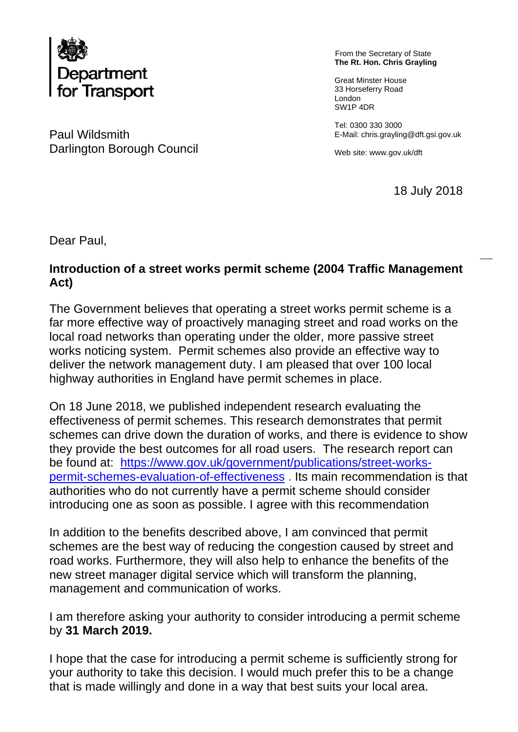Department for Transport

From the Secretary of State
**The Rt. Hon. Chris Grayling**

Great Minster House
33 Horseferry Road
London
SW1P 4DR

Tel: 0300 330 3000
E-Mail: chris.grayling@dft.gsi.gov.uk

Web site: www.gov.uk/dft

Paul Wildsmith
Darlington Borough Council

18 July 2018

Dear Paul,

**Introduction of a street works permit scheme (2004 Traffic Management Act)**

The Government believes that operating a street works permit scheme is a far more effective way of proactively managing street and road works on the local road networks than operating under the older, more passive street works noticing system. Permit schemes also provide an effective way to deliver the network management duty. I am pleased that over 100 local highway authorities in England have permit schemes in place.

On 18 June 2018, we published independent research evaluating the effectiveness of permit schemes. This research demonstrates that permit schemes can drive down the duration of works, and there is evidence to show they provide the best outcomes for all road users. The research report can be found at: [https://www.gov.uk/government/publications/street-works-permit-schemes-evaluation-of-effectiveness](https://www.gov.uk/government/publications/street-works-permit-schemes-evaluation-of-effectiveness) . Its main recommendation is that authorities who do not currently have a permit scheme should consider introducing one as soon as possible. I agree with this recommendation

In addition to the benefits described above, I am convinced that permit schemes are the best way of reducing the congestion caused by street and road works. Furthermore, they will also help to enhance the benefits of the new street manager digital service which will transform the planning, management and communication of works.

I am therefore asking your authority to consider introducing a permit scheme by **31 March 2019.**

I hope that the case for introducing a permit scheme is sufficiently strong for your authority to take this decision. I would much prefer this to be a change that is made willingly and done in a way that best suits your local area.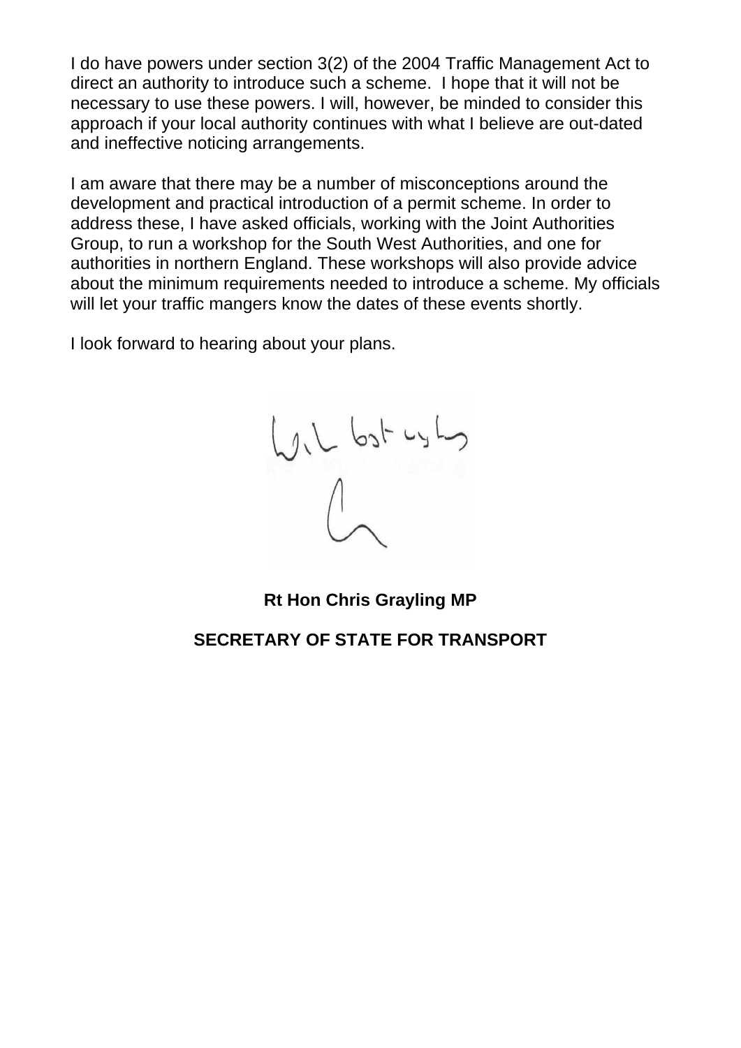I do have powers under section 3(2) of the 2004 Traffic Management Act to direct an authority to introduce such a scheme. I hope that it will not be necessary to use these powers. I will, however, be minded to consider this approach if your local authority continues with what I believe are out-dated and ineffective noticing arrangements.

I am aware that there may be a number of misconceptions around the development and practical introduction of a permit scheme. In order to address these, I have asked officials, working with the Joint Authorities Group, to run a workshop for the South West Authorities, and one for authorities in northern England. These workshops will also provide advice about the minimum requirements needed to introduce a scheme. My officials will let your traffic mangers know the dates of these events shortly.

I look forward to hearing about your plans.

**Rt Hon Chris Grayling MP**

**SECRETARY OF STATE FOR TRANSPORT**